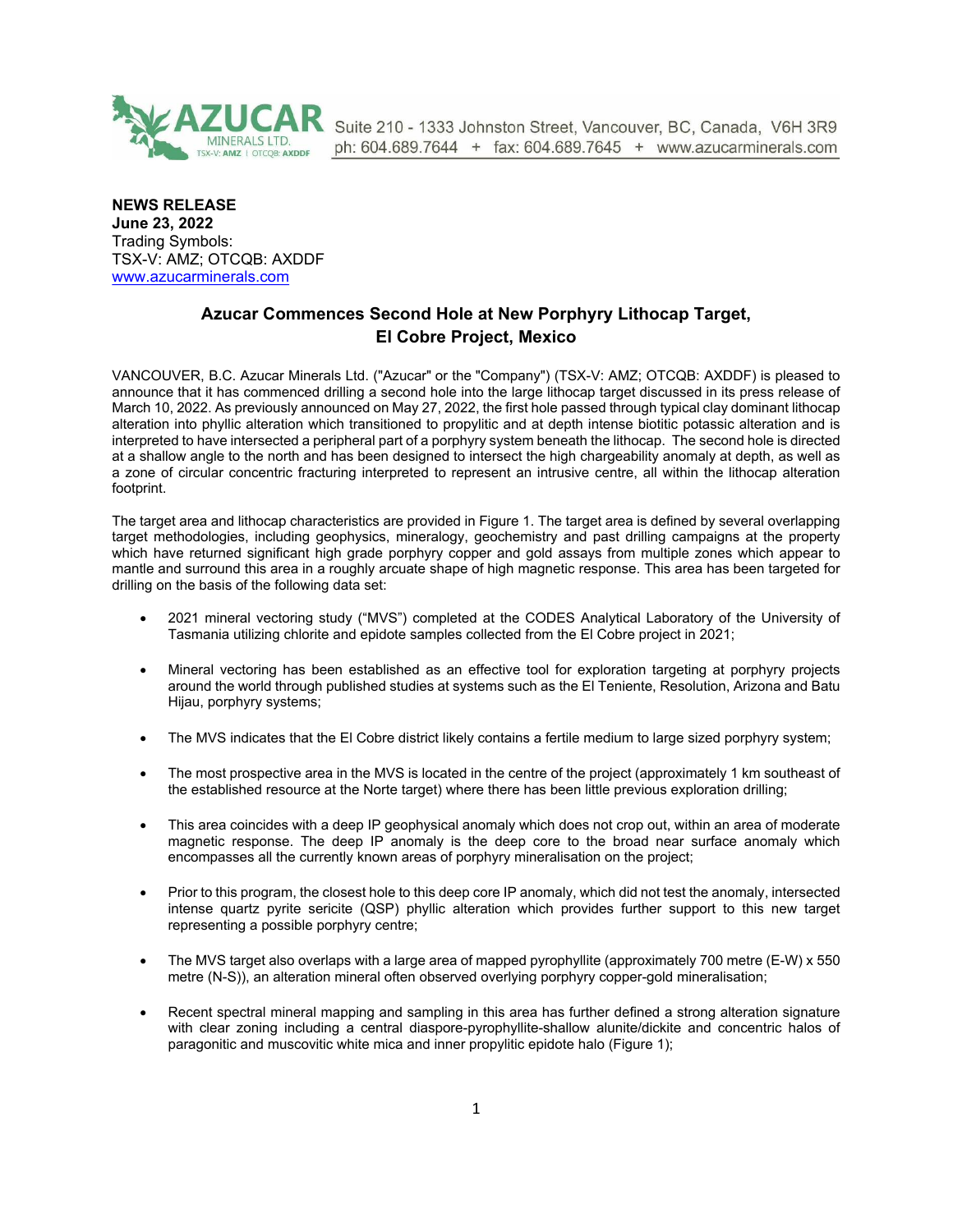AZUCAR MINERALS LTD. TSX-V: AMZ | OTCQB: AXDDF

Suite 210 - 1333 Johnston Street, Vancouver, BC, Canada, V6H 3R9
ph: 604.689.7644 + fax: 604.689.7645 + www.azucarminerals.com

**NEWS RELEASE**
**June 23, 2022**
Trading Symbols:
TSX-V: AMZ; OTCQB: AXDDF
www.azucarminerals.com

## Azucar Commences Second Hole at New Porphyry Lithocap Target, El Cobre Project, Mexico

VANCOUVER, B.C. Azucar Minerals Ltd. ("Azucar" or the "Company") (TSX-V: AMZ; OTCQB: AXDDF) is pleased to announce that it has commenced drilling a second hole into the large lithocap target discussed in its press release of March 10, 2022. As previously announced on May 27, 2022, the first hole passed through typical clay dominant lithocap alteration into phyllic alteration which transitioned to propylitic and at depth intense biotitic potassic alteration and is interpreted to have intersected a peripheral part of a porphyry system beneath the lithocap. The second hole is directed at a shallow angle to the north and has been designed to intersect the high chargeability anomaly at depth, as well as a zone of circular concentric fracturing interpreted to represent an intrusive centre, all within the lithocap alteration footprint.

The target area and lithocap characteristics are provided in Figure 1. The target area is defined by several overlapping target methodologies, including geophysics, mineralogy, geochemistry and past drilling campaigns at the property which have returned significant high grade porphyry copper and gold assays from multiple zones which appear to mantle and surround this area in a roughly arcuate shape of high magnetic response. This area has been targeted for drilling on the basis of the following data set:

- 2021 mineral vectoring study ("MVS") completed at the CODES Analytical Laboratory of the University of Tasmania utilizing chlorite and epidote samples collected from the El Cobre project in 2021;

- Mineral vectoring has been established as an effective tool for exploration targeting at porphyry projects around the world through published studies at systems such as the El Teniente, Resolution, Arizona and Batu Hijau, porphyry systems;

- The MVS indicates that the El Cobre district likely contains a fertile medium to large sized porphyry system;

- The most prospective area in the MVS is located in the centre of the project (approximately 1 km southeast of the established resource at the Norte target) where there has been little previous exploration drilling;

- This area coincides with a deep IP geophysical anomaly which does not crop out, within an area of moderate magnetic response. The deep IP anomaly is the deep core to the broad near surface anomaly which encompasses all the currently known areas of porphyry mineralisation on the project;

- Prior to this program, the closest hole to this deep core IP anomaly, which did not test the anomaly, intersected intense quartz pyrite sericite (QSP) phyllic alteration which provides further support to this new target representing a possible porphyry centre;

- The MVS target also overlaps with a large area of mapped pyrophyllite (approximately 700 metre (E-W) x 550 metre (N-S)), an alteration mineral often observed overlying porphyry copper-gold mineralisation;

- Recent spectral mineral mapping and sampling in this area has further defined a strong alteration signature with clear zoning including a central diaspore-pyrophyllite-shallow alunite/dickite and concentric halos of paragonitic and muscovitic white mica and inner propylitic epidote halo (Figure 1);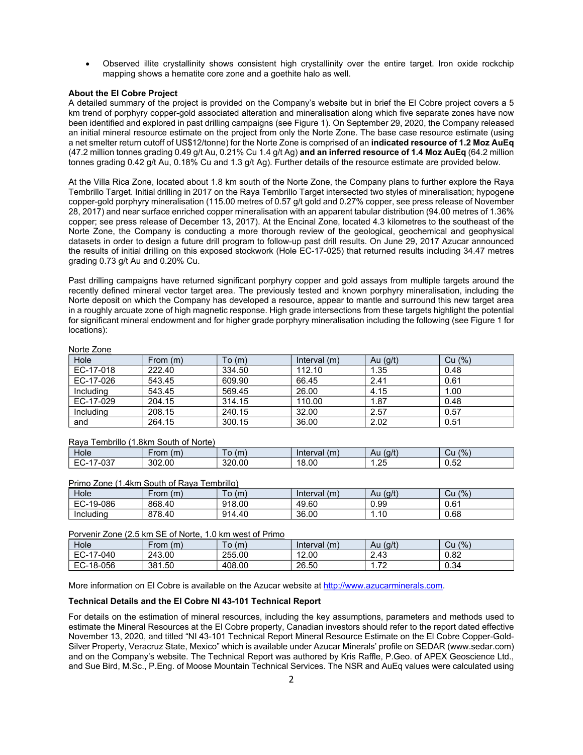- Observed illite crystallinity shows consistent high crystallinity over the entire target. Iron oxide rockchip mapping shows a hematite core zone and a goethite halo as well.

**About the El Cobre Project**

A detailed summary of the project is provided on the Company's website but in brief the El Cobre project covers a 5 km trend of porphyry copper-gold associated alteration and mineralisation along which five separate zones have now been identified and explored in past drilling campaigns (see Figure 1). On September 29, 2020, the Company released an initial mineral resource estimate on the project from only the Norte Zone. The base case resource estimate (using a net smelter return cutoff of US$12/tonne) for the Norte Zone is comprised of an **indicated resource of 1.2 Moz AuEq** (47.2 million tonnes grading 0.49 g/t Au, 0.21% Cu 1.4 g/t Ag) **and an inferred resource of 1.4 Moz AuEq** (64.2 million tonnes grading 0.42 g/t Au, 0.18% Cu and 1.3 g/t Ag). Further details of the resource estimate are provided below.

At the Villa Rica Zone, located about 1.8 km south of the Norte Zone, the Company plans to further explore the Raya Tembrillo Target. Initial drilling in 2017 on the Raya Tembrillo Target intersected two styles of mineralisation; hypogene copper-gold porphyry mineralisation (115.00 metres of 0.57 g/t gold and 0.27% copper, see press release of November 28, 2017) and near surface enriched copper mineralisation with an apparent tabular distribution (94.00 metres of 1.36% copper; see press release of December 13, 2017). At the Encinal Zone, located 4.3 kilometres to the southeast of the Norte Zone, the Company is conducting a more thorough review of the geological, geochemical and geophysical datasets in order to design a future drill program to follow-up past drill results. On June 29, 2017 Azucar announced the results of initial drilling on this exposed stockwork (Hole EC-17-025) that returned results including 34.47 metres grading 0.73 g/t Au and 0.20% Cu.

Past drilling campaigns have returned significant porphyry copper and gold assays from multiple targets around the recently defined mineral vector target area. The previously tested and known porphyry mineralisation, including the Norte deposit on which the Company has developed a resource, appear to mantle and surround this new target area in a roughly arcuate zone of high magnetic response. High grade intersections from these targets highlight the potential for significant mineral endowment and for higher grade porphyry mineralisation including the following (see Figure 1 for locations):

Norte Zone

| Hole | From (m) | To (m) | Interval (m) | Au (g/t) | Cu (%) |
|---|---|---|---|---|---|
| EC-17-018 | 222.40 | 334.50 | 112.10 | 1.35 | 0.48 |
| EC-17-026 | 543.45 | 609.90 | 66.45 | 2.41 | 0.61 |
| Including | 543.45 | 569.45 | 26.00 | 4.15 | 1.00 |
| EC-17-029 | 204.15 | 314.15 | 110.00 | 1.87 | 0.48 |
| Including | 208.15 | 240.15 | 32.00 | 2.57 | 0.57 |
| and | 264.15 | 300.15 | 36.00 | 2.02 | 0.51 |

Raya Tembrillo (1.8km South of Norte)

| Hole | From (m) | To (m) | Interval (m) | Au (g/t) | Cu (%) |
|---|---|---|---|---|---|
| EC-17-037 | 302.00 | 320.00 | 18.00 | 1.25 | 0.52 |

Primo Zone (1.4km South of Raya Tembrillo)

| Hole | From (m) | To (m) | Interval (m) | Au (g/t) | Cu (%) |
|---|---|---|---|---|---|
| EC-19-086 | 868.40 | 918.00 | 49.60 | 0.99 | 0.61 |
| Including | 878.40 | 914.40 | 36.00 | 1.10 | 0.68 |

Porvenir Zone (2.5 km SE of Norte, 1.0 km west of Primo

| Hole | From (m) | To (m) | Interval (m) | Au (g/t) | Cu (%) |
|---|---|---|---|---|---|
| EC-17-040 | 243.00 | 255.00 | 12.00 | 2.43 | 0.82 |
| EC-18-056 | 381.50 | 408.00 | 26.50 | 1.72 | 0.34 |

More information on El Cobre is available on the Azucar website at http://www.azucarminerals.com.

**Technical Details and the El Cobre NI 43-101 Technical Report**

For details on the estimation of mineral resources, including the key assumptions, parameters and methods used to estimate the Mineral Resources at the El Cobre property, Canadian investors should refer to the report dated effective November 13, 2020, and titled "NI 43-101 Technical Report Mineral Resource Estimate on the El Cobre Copper-Gold-Silver Property, Veracruz State, Mexico" which is available under Azucar Minerals' profile on SEDAR (www.sedar.com) and on the Company's website. The Technical Report was authored by Kris Raffle, P.Geo. of APEX Geoscience Ltd., and Sue Bird, M.Sc., P.Eng. of Moose Mountain Technical Services. The NSR and AuEq values were calculated using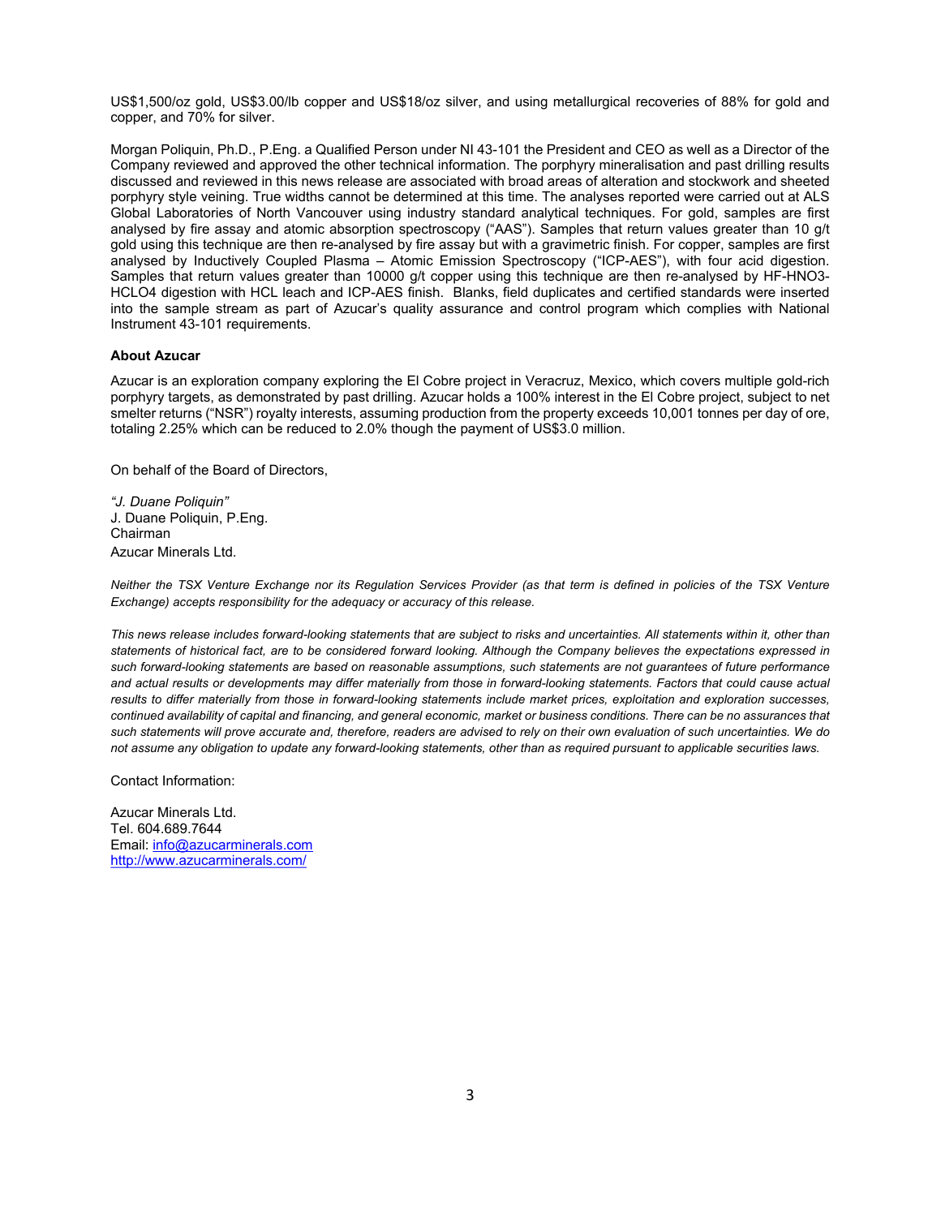US$1,500/oz gold, US$3.00/lb copper and US$18/oz silver, and using metallurgical recoveries of 88% for gold and copper, and 70% for silver.

Morgan Poliquin, Ph.D., P.Eng. a Qualified Person under NI 43-101 the President and CEO as well as a Director of the Company reviewed and approved the other technical information. The porphyry mineralisation and past drilling results discussed and reviewed in this news release are associated with broad areas of alteration and stockwork and sheeted porphyry style veining. True widths cannot be determined at this time. The analyses reported were carried out at ALS Global Laboratories of North Vancouver using industry standard analytical techniques. For gold, samples are first analysed by fire assay and atomic absorption spectroscopy ("AAS"). Samples that return values greater than 10 g/t gold using this technique are then re-analysed by fire assay but with a gravimetric finish. For copper, samples are first analysed by Inductively Coupled Plasma – Atomic Emission Spectroscopy ("ICP-AES"), with four acid digestion. Samples that return values greater than 10000 g/t copper using this technique are then re-analysed by HF-HNO3-HCLO4 digestion with HCL leach and ICP-AES finish. Blanks, field duplicates and certified standards were inserted into the sample stream as part of Azucar's quality assurance and control program which complies with National Instrument 43-101 requirements.

**About Azucar**

Azucar is an exploration company exploring the El Cobre project in Veracruz, Mexico, which covers multiple gold-rich porphyry targets, as demonstrated by past drilling. Azucar holds a 100% interest in the El Cobre project, subject to net smelter returns ("NSR") royalty interests, assuming production from the property exceeds 10,001 tonnes per day of ore, totaling 2.25% which can be reduced to 2.0% though the payment of US$3.0 million.

On behalf of the Board of Directors,

*"J. Duane Poliquin"*
J. Duane Poliquin, P.Eng.
Chairman
Azucar Minerals Ltd.

*Neither the TSX Venture Exchange nor its Regulation Services Provider (as that term is defined in policies of the TSX Venture Exchange) accepts responsibility for the adequacy or accuracy of this release.*

*This news release includes forward-looking statements that are subject to risks and uncertainties. All statements within it, other than statements of historical fact, are to be considered forward looking. Although the Company believes the expectations expressed in such forward-looking statements are based on reasonable assumptions, such statements are not guarantees of future performance and actual results or developments may differ materially from those in forward-looking statements. Factors that could cause actual results to differ materially from those in forward-looking statements include market prices, exploitation and exploration successes, continued availability of capital and financing, and general economic, market or business conditions. There can be no assurances that such statements will prove accurate and, therefore, readers are advised to rely on their own evaluation of such uncertainties. We do not assume any obligation to update any forward-looking statements, other than as required pursuant to applicable securities laws.*

Contact Information:

Azucar Minerals Ltd.
Tel. 604.689.7644
Email: info@azucarminerals.com
http://www.azucarminerals.com/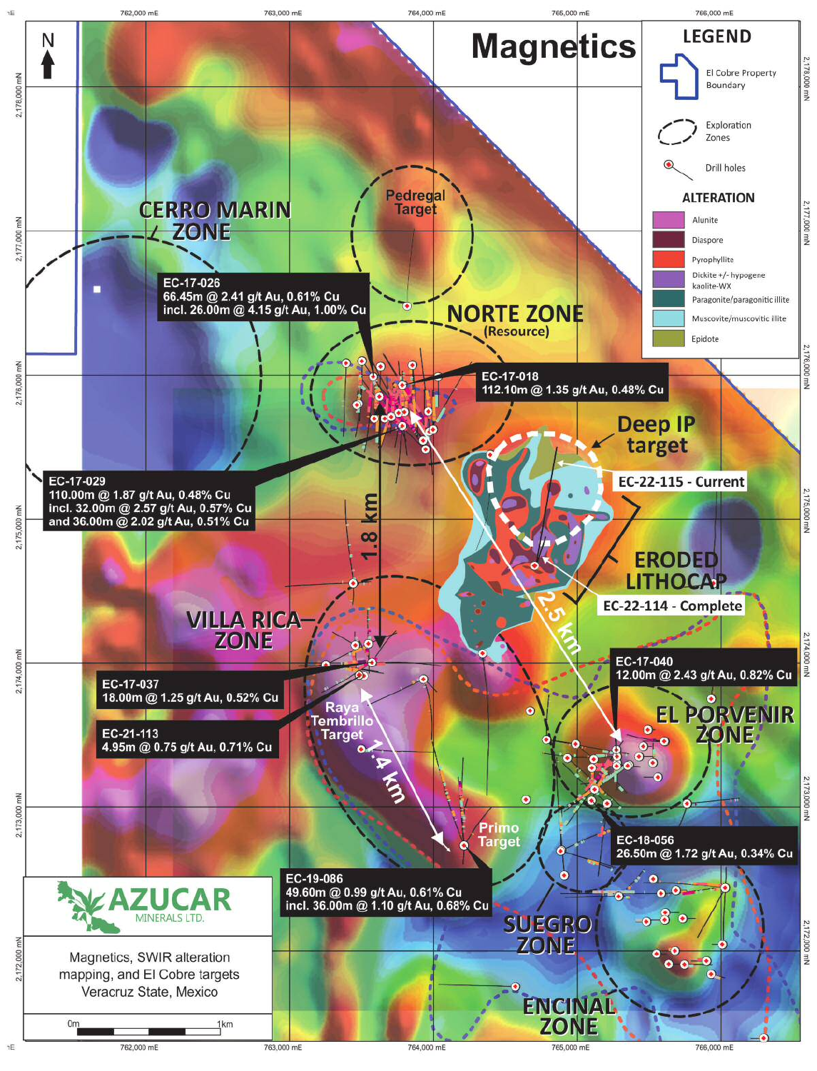Magnetics

LEGEND

El Cobre Property Boundary

Exploration Zones

Drill holes

ALTERATION

Alunite

Diaspore

Pyrophyllite

Dickite +/- hypogene kaolite-WX

Paragonite/paragonitic illite

Muscovite/muscovitic illite

Epidote

CERRO MARIN ZONE

Pedregal Target

NORTE ZONE (Resource)

EC-17-026
66.45m @ 2.41 g/t Au, 0.61% Cu
incl. 26.00m @ 4.15 g/t Au, 1.00% Cu

EC-17-018
112.10m @ 1.35 g/t Au, 0.48% Cu

Deep IP target

EC-22-115 - Current

EC-17-029
110.00m @ 1.87 g/t Au, 0.48% Cu
incl. 32.00m @ 2.57 g/t Au, 0.57% Cu
and 36.00m @ 2.02 g/t Au, 0.51% Cu

1.8 km

ERODED LITHOCAP

EC-22-114 - Complete

2.5 km

VILLA RICA ZONE

EC-17-037
18.00m @ 1.25 g/t Au, 0.52% Cu

EC-21-113
4.95m @ 0.75 g/t Au, 0.71% Cu

Raya Tembrillo Target

1.4 km

EC-17-040
12.00m @ 2.43 g/t Au, 0.82% Cu

EL PORVENIR ZONE

Primo Target

EC-18-056
26.50m @ 1.72 g/t Au, 0.34% Cu

EC-19-086
49.60m @ 0.99 g/t Au, 0.61% Cu
incl. 36.00m @ 1.10 g/t Au, 0.68% Cu

SUEGRO ZONE

ENCINAL ZONE

AZUCAR MINERALS LTD.

Magnetics, SWIR alteration mapping, and El Cobre targets
Veracruz State, Mexico

0m 1km

762,000 mE 763,000 mE 764,000 mE 765,000 mE 766,000 mE

2,172,000 mN 2,173,000 mN 2,174,000 mN 2,175,000 mN 2,176,000 mN 2,177,000 mN 2,178,000 mN